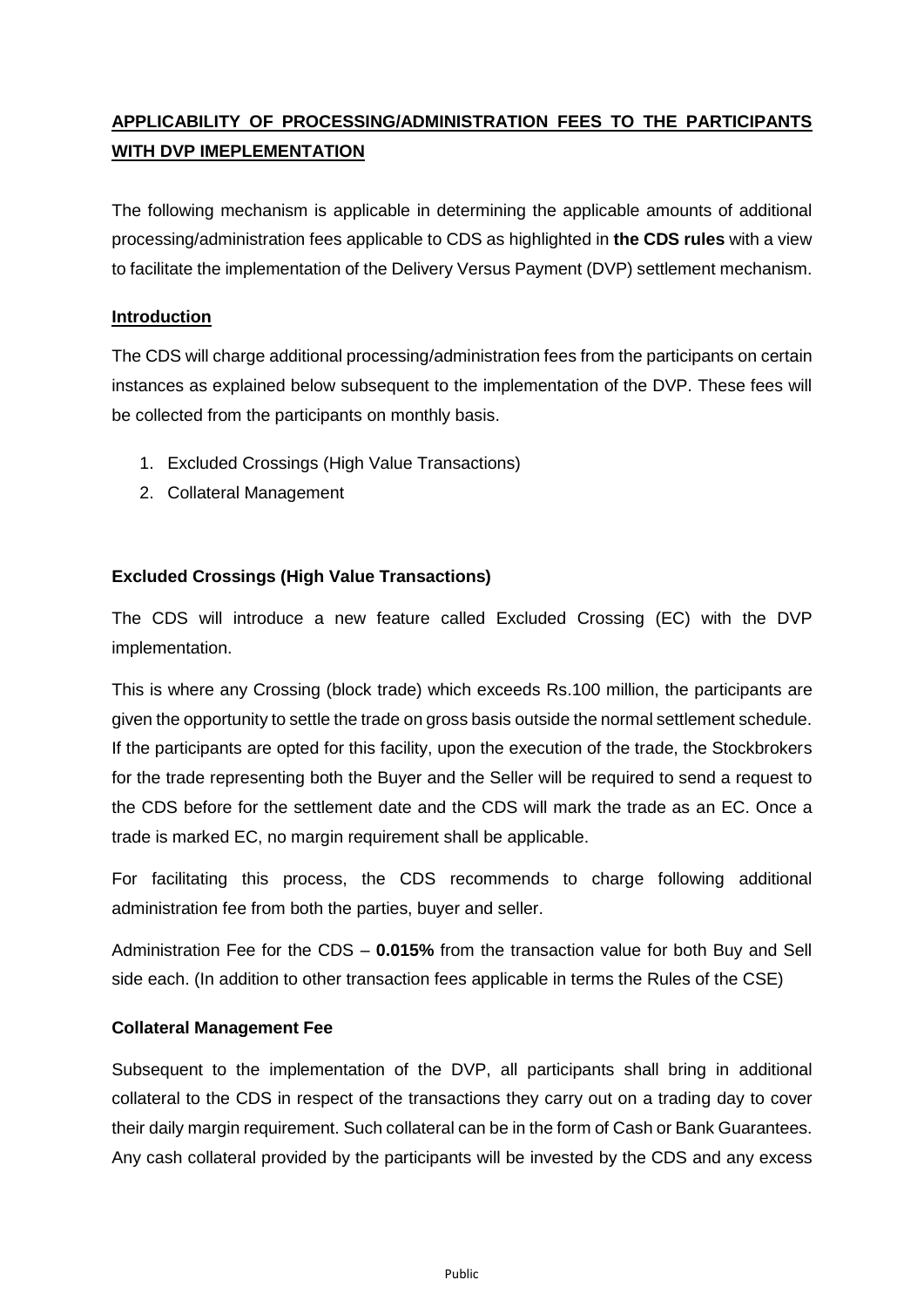# APPLICABILITY OF PROCESSING/ADMINISTRATION FEES TO THE PARTICIPANTS WITH DVP IMEPLEMENTATION

The following mechanism is applicable in determining the applicable amounts of additional processing/administration fees applicable to CDS as highlighted in **the CDS rules** with a view to facilitate the implementation of the Delivery Versus Payment (DVP) settlement mechanism.

## Introduction

The CDS will charge additional processing/administration fees from the participants on certain instances as explained below subsequent to the implementation of the DVP. These fees will be collected from the participants on monthly basis.

1. Excluded Crossings (High Value Transactions)
2. Collateral Management

### Excluded Crossings (High Value Transactions)

The CDS will introduce a new feature called Excluded Crossing (EC) with the DVP implementation.

This is where any Crossing (block trade) which exceeds Rs.100 million, the participants are given the opportunity to settle the trade on gross basis outside the normal settlement schedule. If the participants are opted for this facility, upon the execution of the trade, the Stockbrokers for the trade representing both the Buyer and the Seller will be required to send a request to the CDS before for the settlement date and the CDS will mark the trade as an EC. Once a trade is marked EC, no margin requirement shall be applicable.

For facilitating this process, the CDS recommends to charge following additional administration fee from both the parties, buyer and seller.

Administration Fee for the CDS – **0.015%** from the transaction value for both Buy and Sell side each. (In addition to other transaction fees applicable in terms the Rules of the CSE)

### Collateral Management Fee

Subsequent to the implementation of the DVP, all participants shall bring in additional collateral to the CDS in respect of the transactions they carry out on a trading day to cover their daily margin requirement. Such collateral can be in the form of Cash or Bank Guarantees. Any cash collateral provided by the participants will be invested by the CDS and any excess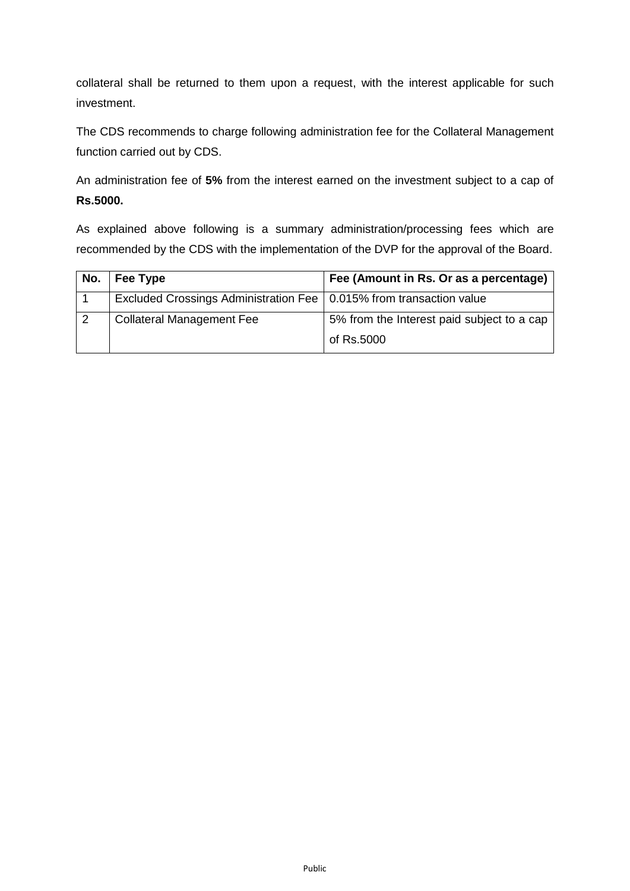collateral shall be returned to them upon a request, with the interest applicable for such investment.

The CDS recommends to charge following administration fee for the Collateral Management function carried out by CDS.

An administration fee of **5%** from the interest earned on the investment subject to a cap of **Rs.5000.**

As explained above following is a summary administration/processing fees which are recommended by the CDS with the implementation of the DVP for the approval of the Board.

| No. | Fee Type | Fee (Amount in Rs. Or as a percentage) |
|---|---|---|
| 1 | Excluded Crossings Administration Fee | 0.015% from transaction value |
| 2 | Collateral Management Fee | 5% from the Interest paid subject to a cap of Rs.5000 |